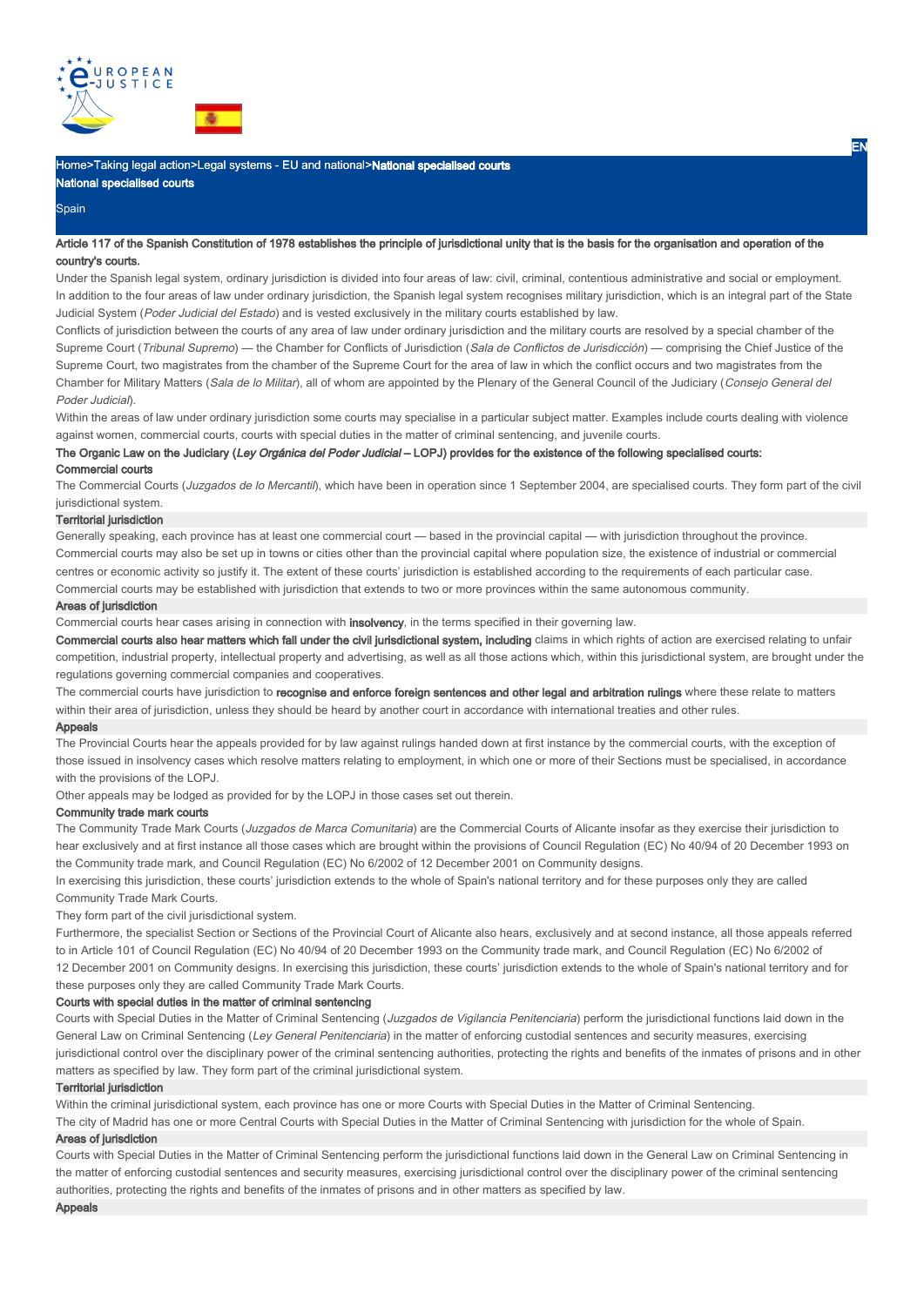Home>Taking legal action>Legal systems - EU and national>**National specialised courts**

# National specialised courts

Spain

**Article 117 of the Spanish Constitution of 1978 establishes the principle of jurisdictional unity that is the basis for the organisation and operation of the country's courts.**

Under the Spanish legal system, ordinary jurisdiction is divided into four areas of law: civil, criminal, contentious administrative and social or employment. In addition to the four areas of law under ordinary jurisdiction, the Spanish legal system recognises military jurisdiction, which is an integral part of the State Judicial System (*Poder Judicial del Estado*) and is vested exclusively in the military courts established by law.

Conflicts of jurisdiction between the courts of any area of law under ordinary jurisdiction and the military courts are resolved by a special chamber of the Supreme Court (*Tribunal Supremo*) — the Chamber for Conflicts of Jurisdiction (*Sala de Conflictos de Jurisdicción*) — comprising the Chief Justice of the Supreme Court, two magistrates from the chamber of the Supreme Court for the area of law in which the conflict occurs and two magistrates from the Chamber for Military Matters (*Sala de lo Militar*), all of whom are appointed by the Plenary of the General Council of the Judiciary (*Consejo General del Poder Judicial*).

Within the areas of law under ordinary jurisdiction some courts may specialise in a particular subject matter. Examples include courts dealing with violence against women, commercial courts, courts with special duties in the matter of criminal sentencing, and juvenile courts.

**The Organic Law on the Judiciary (*Ley Orgánica del Poder Judicial* – LOPJ) provides for the existence of the following specialised courts:**

## Commercial courts

The Commercial Courts (*Juzgados de lo Mercantil*), which have been in operation since 1 September 2004, are specialised courts. They form part of the civil jurisdictional system.

### Territorial jurisdiction

Generally speaking, each province has at least one commercial court — based in the provincial capital — with jurisdiction throughout the province. Commercial courts may also be set up in towns or cities other than the provincial capital where population size, the existence of industrial or commercial centres or economic activity so justify it. The extent of these courts' jurisdiction is established according to the requirements of each particular case. Commercial courts may be established with jurisdiction that extends to two or more provinces within the same autonomous community.

### Areas of jurisdiction

Commercial courts hear cases arising in connection with **insolvency**, in the terms specified in their governing law.

**Commercial courts also hear matters which fall under the civil jurisdictional system, including** claims in which rights of action are exercised relating to unfair competition, industrial property, intellectual property and advertising, as well as all those actions which, within this jurisdictional system, are brought under the regulations governing commercial companies and cooperatives.

The commercial courts have jurisdiction to **recognise and enforce foreign sentences and other legal and arbitration rulings** where these relate to matters within their area of jurisdiction, unless they should be heard by another court in accordance with international treaties and other rules.

### Appeals

The Provincial Courts hear the appeals provided for by law against rulings handed down at first instance by the commercial courts, with the exception of those issued in insolvency cases which resolve matters relating to employment, in which one or more of their Sections must be specialised, in accordance with the provisions of the LOPJ.

Other appeals may be lodged as provided for by the LOPJ in those cases set out therein.

## Community trade mark courts

The Community Trade Mark Courts (*Juzgados de Marca Comunitaria*) are the Commercial Courts of Alicante insofar as they exercise their jurisdiction to hear exclusively and at first instance all those cases which are brought within the provisions of Council Regulation (EC) No 40/94 of 20 December 1993 on the Community trade mark, and Council Regulation (EC) No 6/2002 of 12 December 2001 on Community designs.

In exercising this jurisdiction, these courts' jurisdiction extends to the whole of Spain's national territory and for these purposes only they are called Community Trade Mark Courts.

They form part of the civil jurisdictional system.

Furthermore, the specialist Section or Sections of the Provincial Court of Alicante also hears, exclusively and at second instance, all those appeals referred to in Article 101 of Council Regulation (EC) No 40/94 of 20 December 1993 on the Community trade mark, and Council Regulation (EC) No 6/2002 of 12 December 2001 on Community designs. In exercising this jurisdiction, these courts' jurisdiction extends to the whole of Spain's national territory and for these purposes only they are called Community Trade Mark Courts.

## Courts with special duties in the matter of criminal sentencing

Courts with Special Duties in the Matter of Criminal Sentencing (*Juzgados de Vigilancia Penitenciaria*) perform the jurisdictional functions laid down in the General Law on Criminal Sentencing (*Ley General Penitenciaria*) in the matter of enforcing custodial sentences and security measures, exercising jurisdictional control over the disciplinary power of the criminal sentencing authorities, protecting the rights and benefits of the inmates of prisons and in other matters as specified by law. They form part of the criminal jurisdictional system.

### Territorial jurisdiction

Within the criminal jurisdictional system, each province has one or more Courts with Special Duties in the Matter of Criminal Sentencing.

The city of Madrid has one or more Central Courts with Special Duties in the Matter of Criminal Sentencing with jurisdiction for the whole of Spain.

### Areas of jurisdiction

Courts with Special Duties in the Matter of Criminal Sentencing perform the jurisdictional functions laid down in the General Law on Criminal Sentencing in the matter of enforcing custodial sentences and security measures, exercising jurisdictional control over the disciplinary power of the criminal sentencing authorities, protecting the rights and benefits of the inmates of prisons and in other matters as specified by law.

### Appeals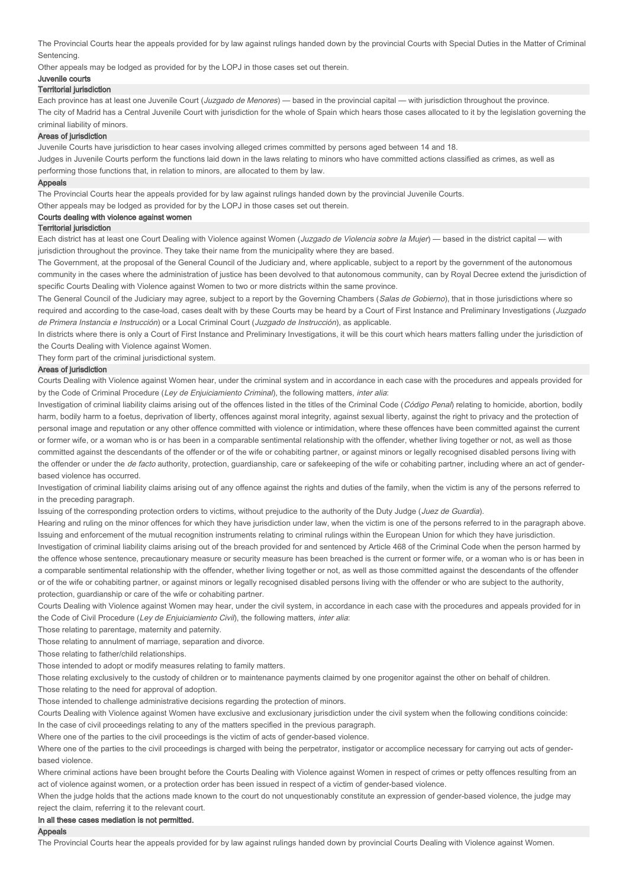The Provincial Courts hear the appeals provided for by law against rulings handed down by the provincial Courts with Special Duties in the Matter of Criminal Sentencing.

Other appeals may be lodged as provided for by the LOPJ in those cases set out therein.

## Juvenile courts

### Territorial jurisdiction

Each province has at least one Juvenile Court (*Juzgado de Menores*) — based in the provincial capital — with jurisdiction throughout the province.

The city of Madrid has a Central Juvenile Court with jurisdiction for the whole of Spain which hears those cases allocated to it by the legislation governing the criminal liability of minors.

### Areas of jurisdiction

Juvenile Courts have jurisdiction to hear cases involving alleged crimes committed by persons aged between 14 and 18.

Judges in Juvenile Courts perform the functions laid down in the laws relating to minors who have committed actions classified as crimes, as well as performing those functions that, in relation to minors, are allocated to them by law.

### Appeals

The Provincial Courts hear the appeals provided for by law against rulings handed down by the provincial Juvenile Courts.

Other appeals may be lodged as provided for by the LOPJ in those cases set out therein.

## Courts dealing with violence against women

### Territorial jurisdiction

Each district has at least one Court Dealing with Violence against Women (*Juzgado de Violencia sobre la Mujer*) — based in the district capital — with jurisdiction throughout the province. They take their name from the municipality where they are based.

The Government, at the proposal of the General Council of the Judiciary and, where applicable, subject to a report by the government of the autonomous community in the cases where the administration of justice has been devolved to that autonomous community, can by Royal Decree extend the jurisdiction of specific Courts Dealing with Violence against Women to two or more districts within the same province.

The General Council of the Judiciary may agree, subject to a report by the Governing Chambers (*Salas de Gobierno*), that in those jurisdictions where so required and according to the case-load, cases dealt with by these Courts may be heard by a Court of First Instance and Preliminary Investigations (*Juzgado de Primera Instancia e Instrucción*) or a Local Criminal Court (*Juzgado de Instrucción*), as applicable.

In districts where there is only a Court of First Instance and Preliminary Investigations, it will be this court which hears matters falling under the jurisdiction of the Courts Dealing with Violence against Women.

They form part of the criminal jurisdictional system.

### Areas of jurisdiction

Courts Dealing with Violence against Women hear, under the criminal system and in accordance in each case with the procedures and appeals provided for by the Code of Criminal Procedure (*Ley de Enjuiciamiento Criminal*), the following matters, *inter alia*:

Investigation of criminal liability claims arising out of the offences listed in the titles of the Criminal Code (*Código Penal*) relating to homicide, abortion, bodily harm, bodily harm to a foetus, deprivation of liberty, offences against moral integrity, against sexual liberty, against the right to privacy and the protection of personal image and reputation or any other offence committed with violence or intimidation, where these offences have been committed against the current or former wife, or a woman who is or has been in a comparable sentimental relationship with the offender, whether living together or not, as well as those committed against the descendants of the offender or of the wife or cohabiting partner, or against minors or legally recognised disabled persons living with the offender or under the *de facto* authority, protection, guardianship, care or safekeeping of the wife or cohabiting partner, including where an act of gender-based violence has occurred.

Investigation of criminal liability claims arising out of any offence against the rights and duties of the family, when the victim is any of the persons referred to in the preceding paragraph.

Issuing of the corresponding protection orders to victims, without prejudice to the authority of the Duty Judge (*Juez de Guardia*).

Hearing and ruling on the minor offences for which they have jurisdiction under law, when the victim is one of the persons referred to in the paragraph above.

Issuing and enforcement of the mutual recognition instruments relating to criminal rulings within the European Union for which they have jurisdiction.

Investigation of criminal liability claims arising out of the breach provided for and sentenced by Article 468 of the Criminal Code when the person harmed by the offence whose sentence, precautionary measure or security measure has been breached is the current or former wife, or a woman who is or has been in a comparable sentimental relationship with the offender, whether living together or not, as well as those committed against the descendants of the offender or of the wife or cohabiting partner, or against minors or legally recognised disabled persons living with the offender or who are subject to the authority, protection, guardianship or care of the wife or cohabiting partner.

Courts Dealing with Violence against Women may hear, under the civil system, in accordance in each case with the procedures and appeals provided for in the Code of Civil Procedure (*Ley de Enjuiciamiento Civil*), the following matters, *inter alia*:

Those relating to parentage, maternity and paternity.

Those relating to annulment of marriage, separation and divorce.

Those relating to father/child relationships.

Those intended to adopt or modify measures relating to family matters.

Those relating exclusively to the custody of children or to maintenance payments claimed by one progenitor against the other on behalf of children.

Those relating to the need for approval of adoption.

Those intended to challenge administrative decisions regarding the protection of minors.

Courts Dealing with Violence against Women have exclusive and exclusionary jurisdiction under the civil system when the following conditions coincide:

In the case of civil proceedings relating to any of the matters specified in the previous paragraph.

Where one of the parties to the civil proceedings is the victim of acts of gender-based violence.

Where one of the parties to the civil proceedings is charged with being the perpetrator, instigator or accomplice necessary for carrying out acts of gender-based violence.

Where criminal actions have been brought before the Courts Dealing with Violence against Women in respect of crimes or petty offences resulting from an act of violence against women, or a protection order has been issued in respect of a victim of gender-based violence.

When the judge holds that the actions made known to the court do not unquestionably constitute an expression of gender-based violence, the judge may reject the claim, referring it to the relevant court.

**In all these cases mediation is not permitted.**

### Appeals

The Provincial Courts hear the appeals provided for by law against rulings handed down by provincial Courts Dealing with Violence against Women.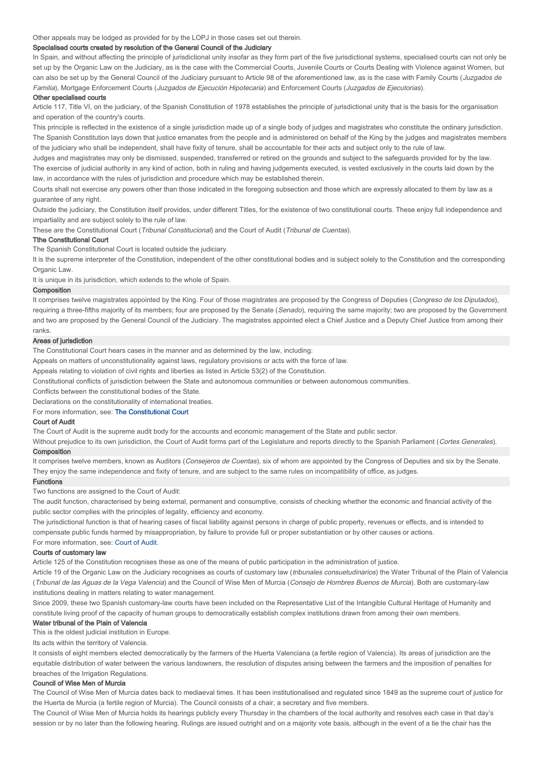Other appeals may be lodged as provided for by the LOPJ in those cases set out therein.

### Specialised courts created by resolution of the General Council of the Judiciary

In Spain, and without affecting the principle of jurisdictional unity insofar as they form part of the five jurisdictional systems, specialised courts can not only be set up by the Organic Law on the Judiciary, as is the case with the Commercial Courts, Juvenile Courts or Courts Dealing with Violence against Women, but can also be set up by the General Council of the Judiciary pursuant to Article 98 of the aforementioned law, as is the case with Family Courts (*Juzgados de Familia*), Mortgage Enforcement Courts (*Juzgados de Ejecución Hipotecaria*) and Enforcement Courts (*Juzgados de Ejecutorias*).

### Other specialised courts

Article 117, Title VI, on the judiciary, of the Spanish Constitution of 1978 establishes the principle of jurisdictional unity that is the basis for the organisation and operation of the country's courts.

This principle is reflected in the existence of a single jurisdiction made up of a single body of judges and magistrates who constitute the ordinary jurisdiction.

The Spanish Constitution lays down that justice emanates from the people and is administered on behalf of the King by the judges and magistrates members of the judiciary who shall be independent, shall have fixity of tenure, shall be accountable for their acts and subject only to the rule of law.

Judges and magistrates may only be dismissed, suspended, transferred or retired on the grounds and subject to the safeguards provided for by the law.

The exercise of judicial authority in any kind of action, both in ruling and having judgements executed, is vested exclusively in the courts laid down by the law, in accordance with the rules of jurisdiction and procedure which may be established therein.

Courts shall not exercise any powers other than those indicated in the foregoing subsection and those which are expressly allocated to them by law as a guarantee of any right.

Outside the judiciary, the Constitution itself provides, under different Titles, for the existence of two constitutional courts. These enjoy full independence and impartiality and are subject solely to the rule of law.

These are the Constitutional Court (*Tribunal Constitucional*) and the Court of Audit (*Tribunal de Cuentas*).

### Tthe Constitutional Court

The Spanish Constitutional Court is located outside the judiciary.

It is the supreme interpreter of the Constitution, independent of the other constitutional bodies and is subject solely to the Constitution and the corresponding Organic Law.

It is unique in its jurisdiction, which extends to the whole of Spain.

#### Composition

It comprises twelve magistrates appointed by the King. Four of those magistrates are proposed by the Congress of Deputies (*Congreso de los Diputados*), requiring a three-fifths majority of its members; four are proposed by the Senate (*Senado*), requiring the same majority; two are proposed by the Government and two are proposed by the General Council of the Judiciary. The magistrates appointed elect a Chief Justice and a Deputy Chief Justice from among their ranks.

#### Areas of jurisdiction

The Constitutional Court hears cases in the manner and as determined by the law, including:

Appeals on matters of unconstitutionality against laws, regulatory provisions or acts with the force of law.

Appeals relating to violation of civil rights and liberties as listed in Article 53(2) of the Constitution.

Constitutional conflicts of jurisdiction between the State and autonomous communities or between autonomous communities.

Conflicts between the constitutional bodies of the State.

Declarations on the constitutionality of international treaties.

For more information, see: The Constitutional Court

### Court of Audit

The Court of Audit is the supreme audit body for the accounts and economic management of the State and public sector.

Without prejudice to its own jurisdiction, the Court of Audit forms part of the Legislature and reports directly to the Spanish Parliament (*Cortes Generales*).

#### Composition

It comprises twelve members, known as Auditors (*Consejeros de Cuentas*), six of whom are appointed by the Congress of Deputies and six by the Senate. They enjoy the same independence and fixity of tenure, and are subject to the same rules on incompatibility of office, as judges.

#### Functions

Two functions are assigned to the Court of Audit:

The audit function, characterised by being external, permanent and consumptive, consists of checking whether the economic and financial activity of the public sector complies with the principles of legality, efficiency and economy.

The jurisdictional function is that of hearing cases of fiscal liability against persons in charge of public property, revenues or effects, and is intended to compensate public funds harmed by misappropriation, by failure to provide full or proper substantiation or by other causes or actions.

For more information, see: Court of Audit.

### Courts of customary law

Article 125 of the Constitution recognises these as one of the means of public participation in the administration of justice.

Article 19 of the Organic Law on the Judiciary recognises as courts of customary law (*tribunales consuetudinarios*) the Water Tribunal of the Plain of Valencia (*Tribunal de las Aguas de la Vega Valencia*) and the Council of Wise Men of Murcia (*Consejo de Hombres Buenos de Murcia*). Both are customary-law institutions dealing in matters relating to water management.

Since 2009, these two Spanish customary-law courts have been included on the Representative List of the Intangible Cultural Heritage of Humanity and constitute living proof of the capacity of human groups to democratically establish complex institutions drawn from among their own members.

#### Water tribunal of the Plain of Valencia

This is the oldest judicial institution in Europe.

Its acts within the territory of Valencia.

It consists of eight members elected democratically by the farmers of the Huerta Valenciana (a fertile region of Valencia). Its areas of jurisdiction are the equitable distribution of water between the various landowners, the resolution of disputes arising between the farmers and the imposition of penalties for breaches of the Irrigation Regulations.

#### Council of Wise Men of Murcia

The Council of Wise Men of Murcia dates back to mediaeval times. It has been institutionalised and regulated since 1849 as the supreme court of justice for the Huerta de Murcia (a fertile region of Murcia). The Council consists of a chair, a secretary and five members.

The Council of Wise Men of Murcia holds its hearings publicly every Thursday in the chambers of the local authority and resolves each case in that day's session or by no later than the following hearing. Rulings are issued outright and on a majority vote basis, although in the event of a tie the chair has the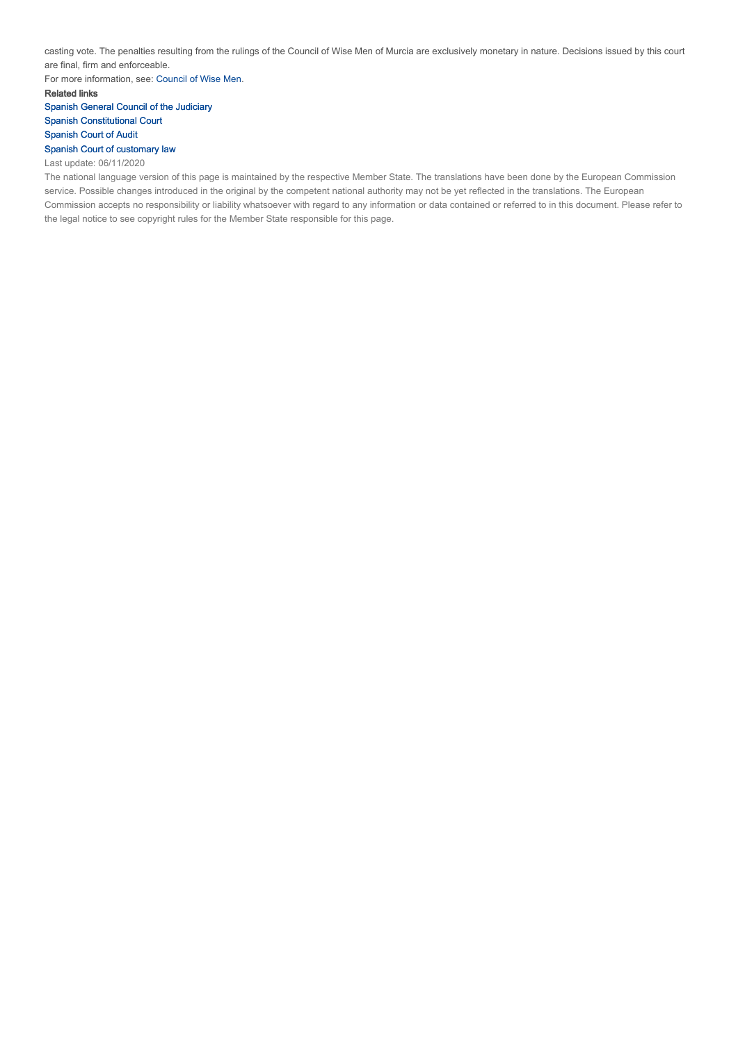casting vote. The penalties resulting from the rulings of the Council of Wise Men of Murcia are exclusively monetary in nature. Decisions issued by this court are final, firm and enforceable.

For more information, see: Council of Wise Men.

**Related links**

Spanish General Council of the Judiciary

Spanish Constitutional Court

Spanish Court of Audit

Spanish Court of customary law

Last update: 06/11/2020

The national language version of this page is maintained by the respective Member State. The translations have been done by the European Commission service. Possible changes introduced in the original by the competent national authority may not be yet reflected in the translations. The European Commission accepts no responsibility or liability whatsoever with regard to any information or data contained or referred to in this document. Please refer to the legal notice to see copyright rules for the Member State responsible for this page.